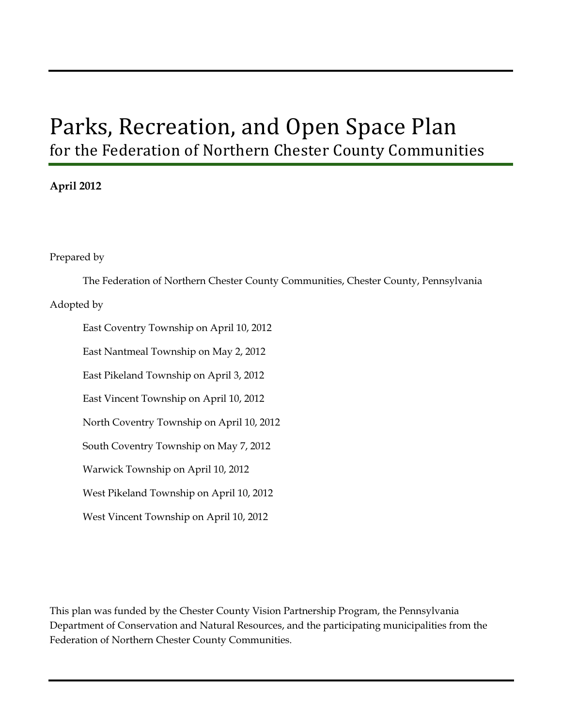# Parks, Recreation, and Open Space Plan

## for the Federation of Northern Chester County Communities

**April 2012**

Prepared by

The Federation of Northern Chester County Communities, Chester County, Pennsylvania

Adopted by

East Coventry Township on April 10, 2012

East Nantmeal Township on May 2, 2012

East Pikeland Township on April 3, 2012

East Vincent Township on April 10, 2012

North Coventry Township on April 10, 2012

South Coventry Township on May 7, 2012

Warwick Township on April 10, 2012

West Pikeland Township on April 10, 2012

West Vincent Township on April 10, 2012

This plan was funded by the Chester County Vision Partnership Program, the Pennsylvania Department of Conservation and Natural Resources, and the participating municipalities from the Federation of Northern Chester County Communities.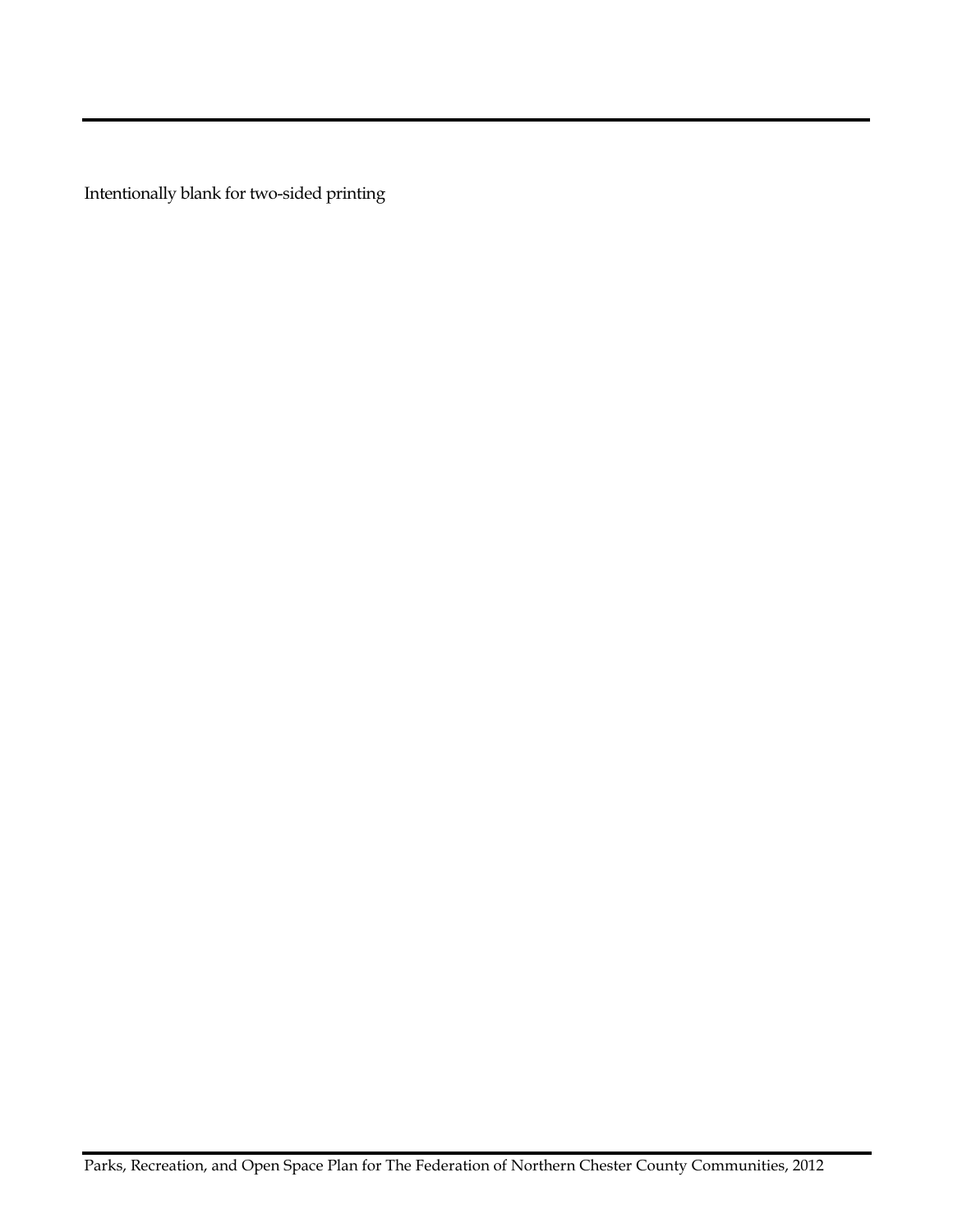Intentionally blank for two-sided printing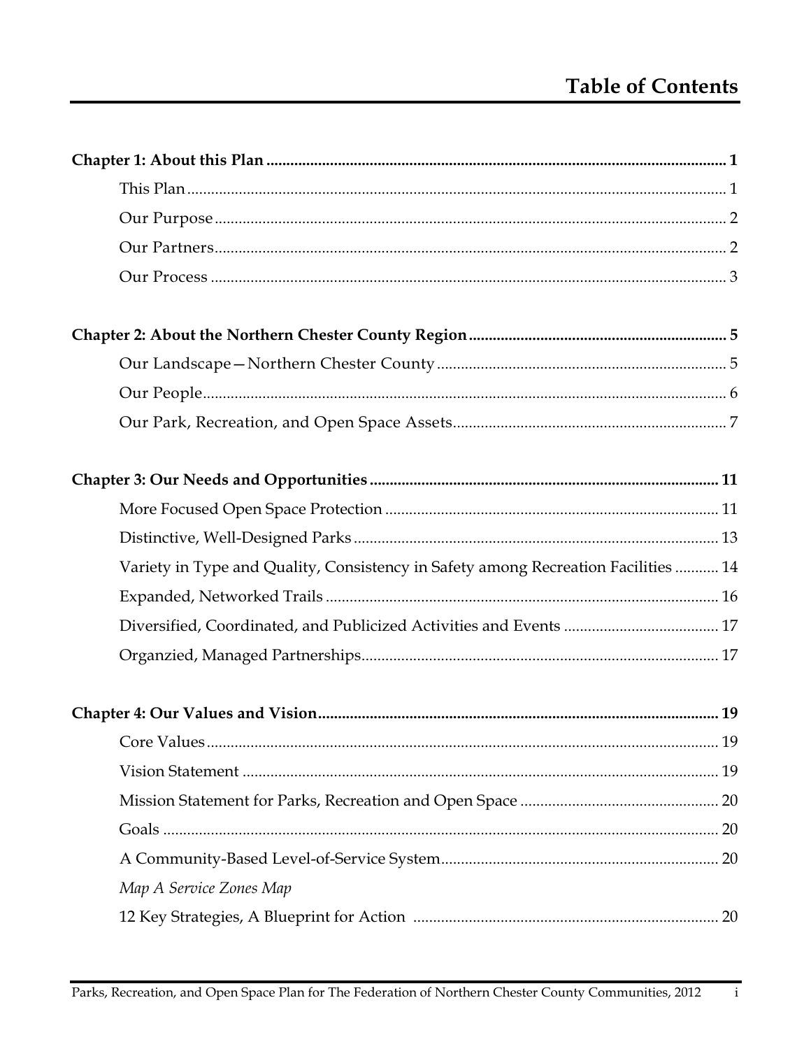# Table of Contents

**Chapter 1: About this Plan ... 1**

- This Plan ... 1
- Our Purpose ... 2
- Our Partners ... 2
- Our Process ... 3

**Chapter 2: About the Northern Chester County Region ... 5**

- Our Landscape—Northern Chester County ... 5
- Our People ... 6
- Our Park, Recreation, and Open Space Assets ... 7

**Chapter 3: Our Needs and Opportunities ... 11**

- More Focused Open Space Protection ... 11
- Distinctive, Well-Designed Parks ... 13
- Variety in Type and Quality, Consistency in Safety among Recreation Facilities ... 14
- Expanded, Networked Trails ... 16
- Diversified, Coordinated, and Publicized Activities and Events ... 17
- Organzied, Managed Partnerships ... 17

**Chapter 4: Our Values and Vision ... 19**

- Core Values ... 19
- Vision Statement ... 19
- Mission Statement for Parks, Recreation and Open Space ... 20
- Goals ... 20
- A Community-Based Level-of-Service System ... 20
- *Map A Service Zones Map*
- 12 Key Strategies, A Blueprint for Action ... 20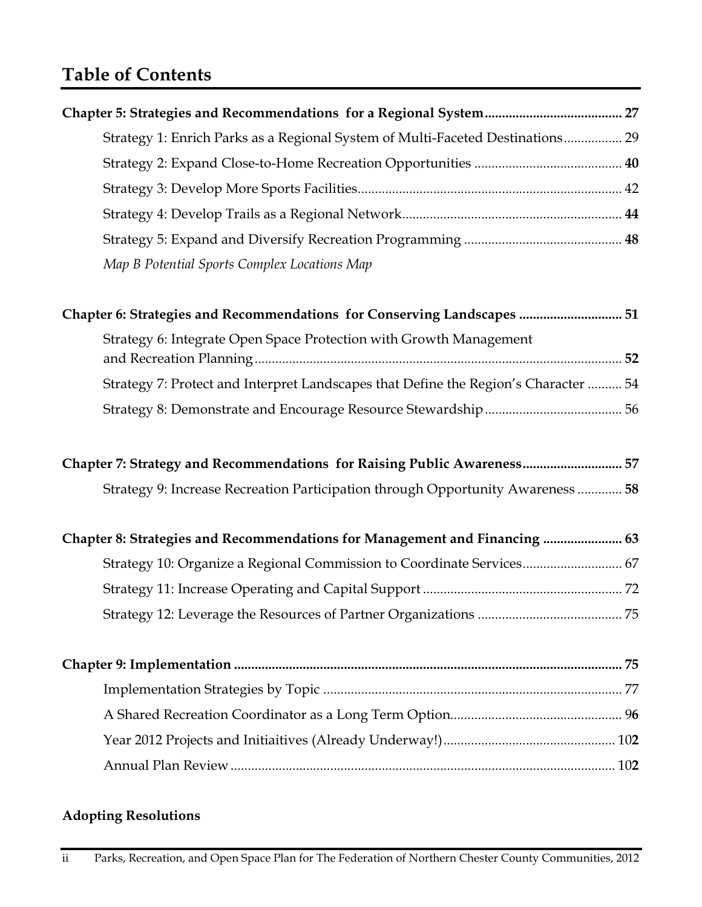## Table of Contents

**Chapter 5: Strategies and Recommendations for a Regional System** ........................................ **27**

Strategy 1: Enrich Parks as a Regional System of Multi-Faceted Destinations................. 29

Strategy 2: Expand Close-to-Home Recreation Opportunities ........................................... **40**

Strategy 3: Develop More Sports Facilities............................................................................. 42

Strategy 4: Develop Trails as a Regional Network................................................................ **44**

Strategy 5: Expand and Diversify Recreation Programming .............................................. **48**

*Map B Potential Sports Complex Locations Map*

**Chapter 6: Strategies and Recommendations for Conserving Landscapes** .............................. **51**

Strategy 6: Integrate Open Space Protection with Growth Management and Recreation Planning........................................................................................................... **52**

Strategy 7: Protect and Interpret Landscapes that Define the Region's Character .......... 54

Strategy 8: Demonstrate and Encourage Resource Stewardship........................................ 56

**Chapter 7: Strategy and Recommendations for Raising Public Awareness**............................. **57**

Strategy 9: Increase Recreation Participation through Opportunity Awareness ............. **58**

**Chapter 8: Strategies and Recommendations for Management and Financing** ....................... **63**

Strategy 10: Organize a Regional Commission to Coordinate Services............................. 67

Strategy 11: Increase Operating and Capital Support .......................................................... 72

Strategy 12: Leverage the Resources of Partner Organizations .......................................... 75

**Chapter 9: Implementation** ................................................................................................................. **75**

Implementation Strategies by Topic ....................................................................................... 77

A Shared Recreation Coordinator as a Long Term Option.................................................. 9**6**

Year 2012 Projects and Initiaitives (Already Underway!).................................................. 10**2**

Annual Plan Review ................................................................................................................. 10**2**

**Adopting Resolutions**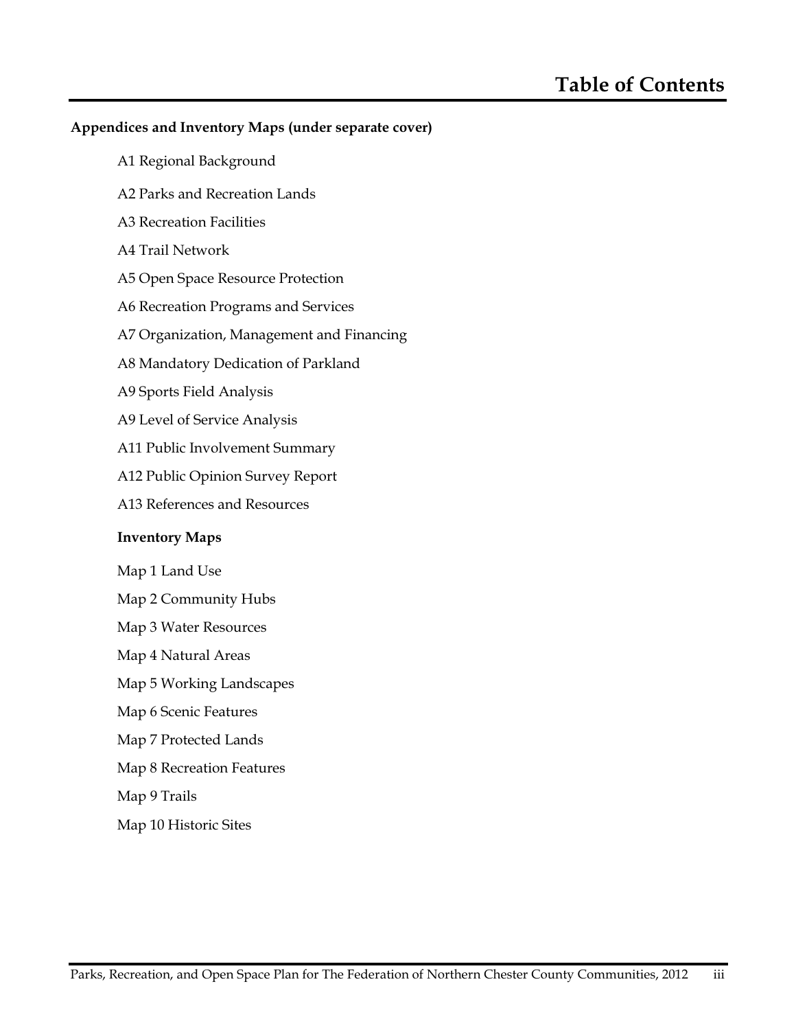# Table of Contents

**Appendices and Inventory Maps (under separate cover)**

A1 Regional Background

A2 Parks and Recreation Lands

A3 Recreation Facilities

A4 Trail Network

A5 Open Space Resource Protection

A6 Recreation Programs and Services

A7 Organization, Management and Financing

A8 Mandatory Dedication of Parkland

A9 Sports Field Analysis

A9 Level of Service Analysis

A11 Public Involvement Summary

A12 Public Opinion Survey Report

A13 References and Resources

**Inventory Maps**

Map 1 Land Use

Map 2 Community Hubs

Map 3 Water Resources

Map 4 Natural Areas

Map 5 Working Landscapes

Map 6 Scenic Features

Map 7 Protected Lands

Map 8 Recreation Features

Map 9 Trails

Map 10 Historic Sites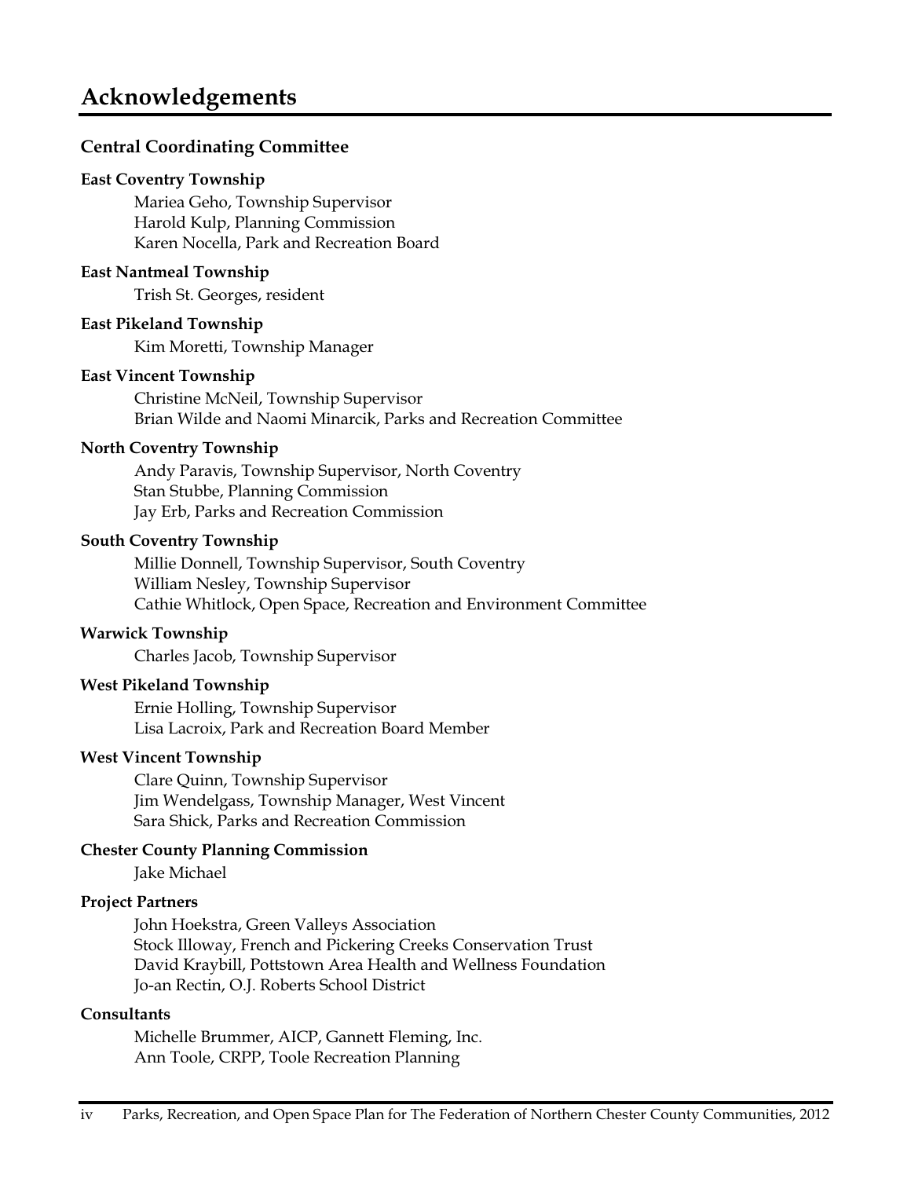# Acknowledgements

## Central Coordinating Committee

**East Coventry Township**

Mariea Geho, Township Supervisor
Harold Kulp, Planning Commission
Karen Nocella, Park and Recreation Board

**East Nantmeal Township**

Trish St. Georges, resident

**East Pikeland Township**

Kim Moretti, Township Manager

**East Vincent Township**

Christine McNeil, Township Supervisor
Brian Wilde and Naomi Minarcik, Parks and Recreation Committee

**North Coventry Township**

Andy Paravis, Township Supervisor, North Coventry
Stan Stubbe, Planning Commission
Jay Erb, Parks and Recreation Commission

**South Coventry Township**

Millie Donnell, Township Supervisor, South Coventry
William Nesley, Township Supervisor
Cathie Whitlock, Open Space, Recreation and Environment Committee

**Warwick Township**

Charles Jacob, Township Supervisor

**West Pikeland Township**

Ernie Holling, Township Supervisor
Lisa Lacroix, Park and Recreation Board Member

**West Vincent Township**

Clare Quinn, Township Supervisor
Jim Wendelgass, Township Manager, West Vincent
Sara Shick, Parks and Recreation Commission

**Chester County Planning Commission**

Jake Michael

**Project Partners**

John Hoekstra, Green Valleys Association
Stock Illoway, French and Pickering Creeks Conservation Trust
David Kraybill, Pottstown Area Health and Wellness Foundation
Jo-an Rectin, O.J. Roberts School District

**Consultants**

Michelle Brummer, AICP, Gannett Fleming, Inc.
Ann Toole, CRPP, Toole Recreation Planning